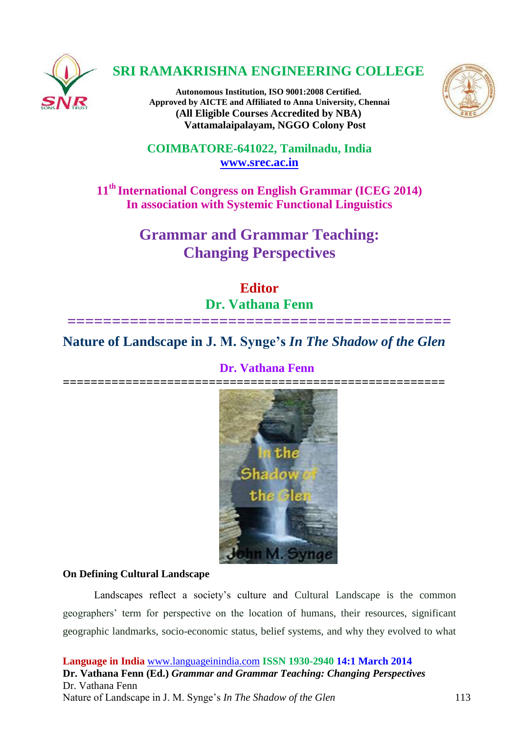# SRI RAMAKRISHNA ENGINEERING COLLEGE

**Autonomous Institution, ISO 9001:2008 Certified.**
**Approved by AICTE and Affiliated to Anna University, Chennai**
**(All Eligible Courses Accredited by NBA)**
**Vattamalaipalayam, NGGO Colony Post**

**COIMBATORE-641022, Tamilnadu, India**
**www.srec.ac.in**

**11th International Congress on English Grammar (ICEG 2014)**
**In association with Systemic Functional Linguistics**

## Grammar and Grammar Teaching: Changing Perspectives

**Editor**
**Dr. Vathana Fenn**

# Nature of Landscape in J. M. Synge's *In The Shadow of the Glen*

**Dr. Vathana Fenn**

### On Defining Cultural Landscape

Landscapes reflect a society's culture and Cultural Landscape is the common geographers' term for perspective on the location of humans, their resources, significant geographic landmarks, socio-economic status, belief systems, and why they evolved to what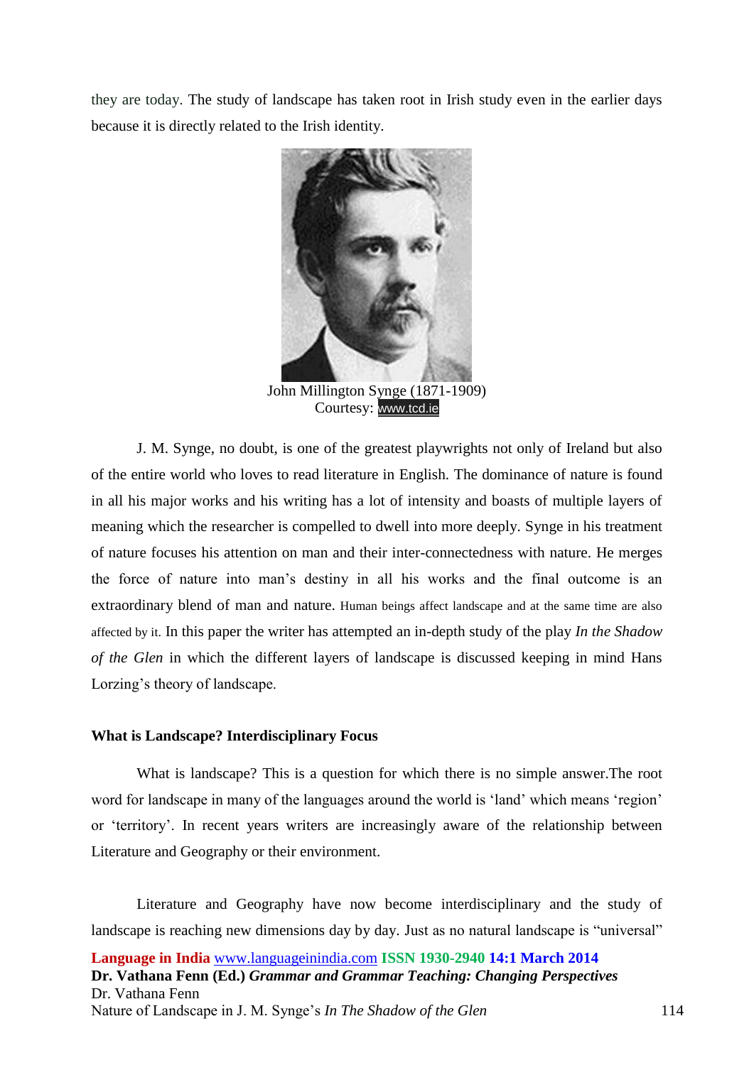they are today. The study of landscape has taken root in Irish study even in the earlier days because it is directly related to the Irish identity.

John Millington Synge (1871-1909)
Courtesy: www.tcd.ie

J. M. Synge, no doubt, is one of the greatest playwrights not only of Ireland but also of the entire world who loves to read literature in English. The dominance of nature is found in all his major works and his writing has a lot of intensity and boasts of multiple layers of meaning which the researcher is compelled to dwell into more deeply. Synge in his treatment of nature focuses his attention on man and their inter-connectedness with nature. He merges the force of nature into man's destiny in all his works and the final outcome is an extraordinary blend of man and nature. Human beings affect landscape and at the same time are also affected by it. In this paper the writer has attempted an in-depth study of the play *In the Shadow of the Glen* in which the different layers of landscape is discussed keeping in mind Hans Lorzing's theory of landscape.

**What is Landscape? Interdisciplinary Focus**

What is landscape? This is a question for which there is no simple answer.The root word for landscape in many of the languages around the world is 'land' which means 'region' or 'territory'. In recent years writers are increasingly aware of the relationship between Literature and Geography or their environment.

Literature and Geography have now become interdisciplinary and the study of landscape is reaching new dimensions day by day. Just as no natural landscape is "universal"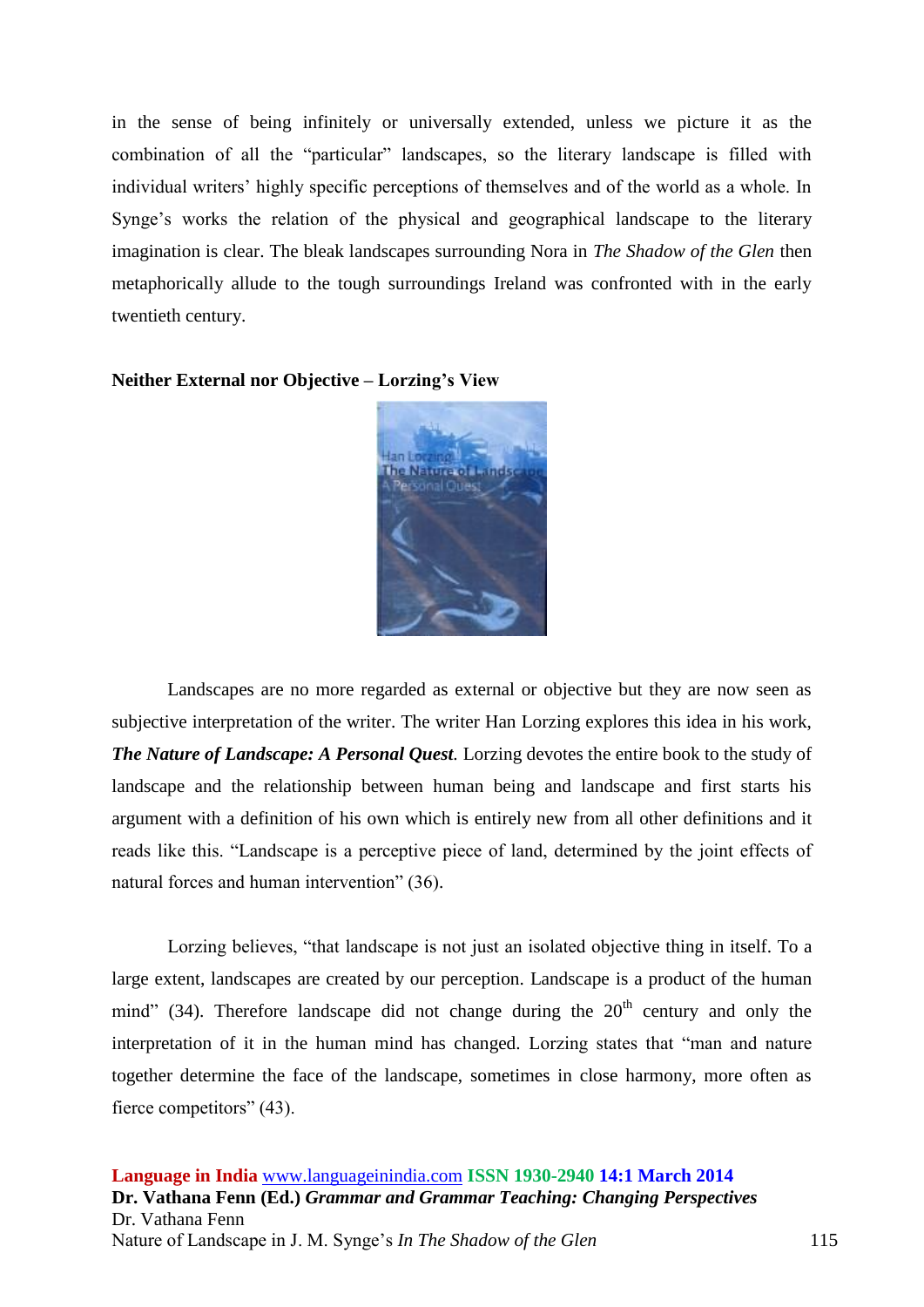in the sense of being infinitely or universally extended, unless we picture it as the combination of all the "particular" landscapes, so the literary landscape is filled with individual writers' highly specific perceptions of themselves and of the world as a whole. In Synge's works the relation of the physical and geographical landscape to the literary imagination is clear. The bleak landscapes surrounding Nora in *The Shadow of the Glen* then metaphorically allude to the tough surroundings Ireland was confronted with in the early twentieth century.

**Neither External nor Objective – Lorzing's View**

Landscapes are no more regarded as external or objective but they are now seen as subjective interpretation of the writer. The writer Han Lorzing explores this idea in his work, ***The Nature of Landscape: A Personal Quest***. Lorzing devotes the entire book to the study of landscape and the relationship between human being and landscape and first starts his argument with a definition of his own which is entirely new from all other definitions and it reads like this. "Landscape is a perceptive piece of land, determined by the joint effects of natural forces and human intervention" (36).

Lorzing believes, "that landscape is not just an isolated objective thing in itself. To a large extent, landscapes are created by our perception. Landscape is a product of the human mind" (34). Therefore landscape did not change during the 20th century and only the interpretation of it in the human mind has changed. Lorzing states that "man and nature together determine the face of the landscape, sometimes in close harmony, more often as fierce competitors" (43).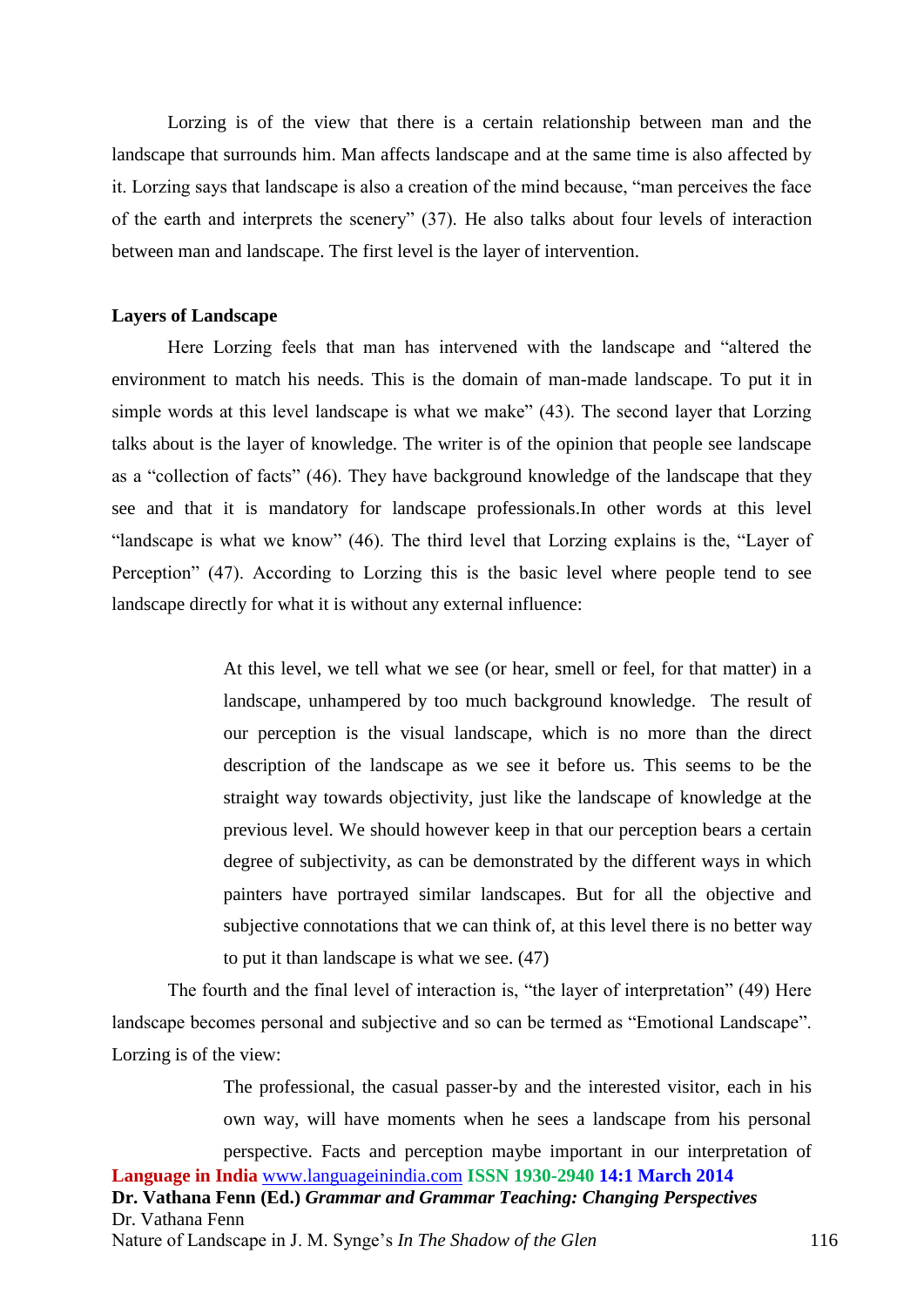Lorzing is of the view that there is a certain relationship between man and the landscape that surrounds him. Man affects landscape and at the same time is also affected by it. Lorzing says that landscape is also a creation of the mind because, "man perceives the face of the earth and interprets the scenery" (37). He also talks about four levels of interaction between man and landscape. The first level is the layer of intervention.

**Layers of Landscape**

Here Lorzing feels that man has intervened with the landscape and "altered the environment to match his needs. This is the domain of man-made landscape. To put it in simple words at this level landscape is what we make" (43). The second layer that Lorzing talks about is the layer of knowledge. The writer is of the opinion that people see landscape as a "collection of facts" (46). They have background knowledge of the landscape that they see and that it is mandatory for landscape professionals.In other words at this level "landscape is what we know" (46). The third level that Lorzing explains is the, "Layer of Perception" (47). According to Lorzing this is the basic level where people tend to see landscape directly for what it is without any external influence:

> At this level, we tell what we see (or hear, smell or feel, for that matter) in a landscape, unhampered by too much background knowledge. The result of our perception is the visual landscape, which is no more than the direct description of the landscape as we see it before us. This seems to be the straight way towards objectivity, just like the landscape of knowledge at the previous level. We should however keep in that our perception bears a certain degree of subjectivity, as can be demonstrated by the different ways in which painters have portrayed similar landscapes. But for all the objective and subjective connotations that we can think of, at this level there is no better way to put it than landscape is what we see. (47)

The fourth and the final level of interaction is, "the layer of interpretation" (49) Here landscape becomes personal and subjective and so can be termed as "Emotional Landscape". Lorzing is of the view:

> The professional, the casual passer-by and the interested visitor, each in his own way, will have moments when he sees a landscape from his personal perspective. Facts and perception maybe important in our interpretation of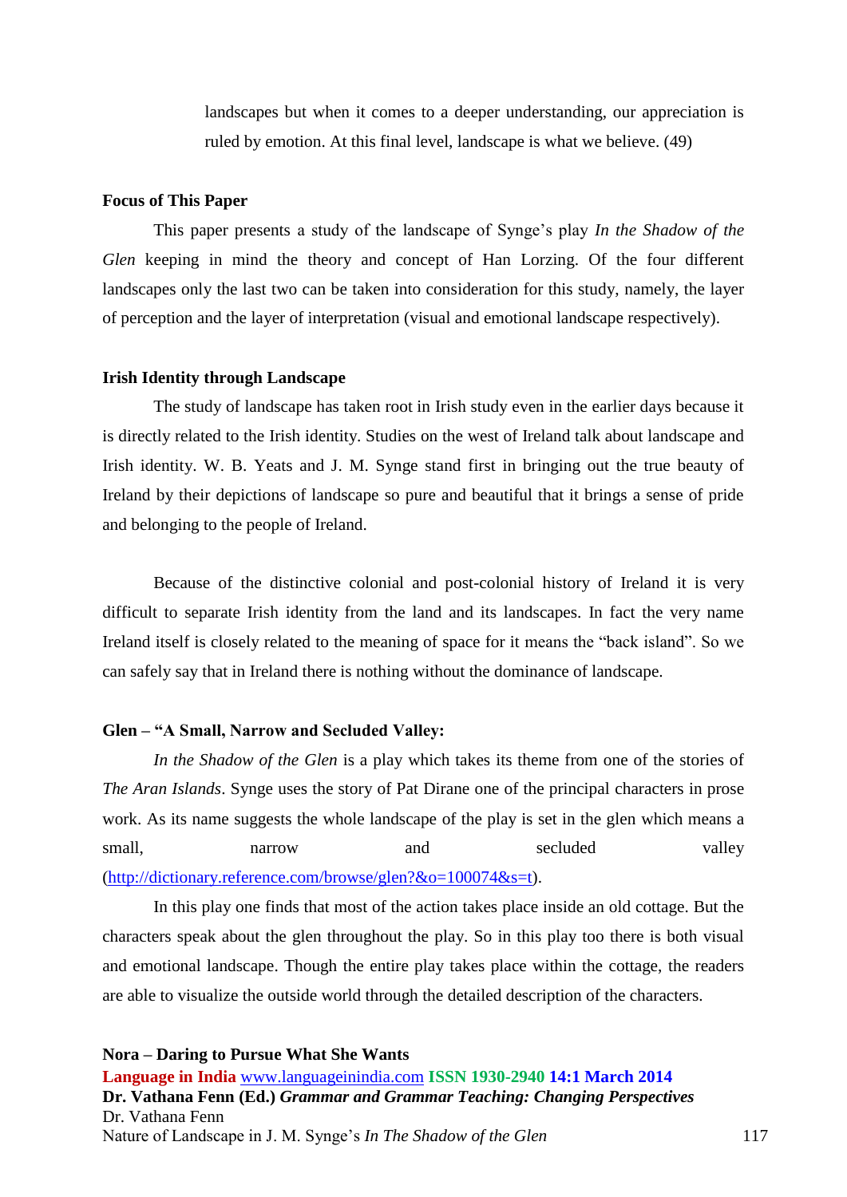landscapes but when it comes to a deeper understanding, our appreciation is ruled by emotion. At this final level, landscape is what we believe. (49)

**Focus of This Paper**

This paper presents a study of the landscape of Synge's play *In the Shadow of the Glen* keeping in mind the theory and concept of Han Lorzing. Of the four different landscapes only the last two can be taken into consideration for this study, namely, the layer of perception and the layer of interpretation (visual and emotional landscape respectively).

**Irish Identity through Landscape**

The study of landscape has taken root in Irish study even in the earlier days because it is directly related to the Irish identity. Studies on the west of Ireland talk about landscape and Irish identity. W. B. Yeats and J. M. Synge stand first in bringing out the true beauty of Ireland by their depictions of landscape so pure and beautiful that it brings a sense of pride and belonging to the people of Ireland.

Because of the distinctive colonial and post-colonial history of Ireland it is very difficult to separate Irish identity from the land and its landscapes. In fact the very name Ireland itself is closely related to the meaning of space for it means the "back island". So we can safely say that in Ireland there is nothing without the dominance of landscape.

**Glen – "A Small, Narrow and Secluded Valley:**

*In the Shadow of the Glen* is a play which takes its theme from one of the stories of *The Aran Islands*. Synge uses the story of Pat Dirane one of the principal characters in prose work. As its name suggests the whole landscape of the play is set in the glen which means a small, narrow and secluded valley (http://dictionary.reference.com/browse/glen?&o=100074&s=t).

In this play one finds that most of the action takes place inside an old cottage. But the characters speak about the glen throughout the play. So in this play too there is both visual and emotional landscape. Though the entire play takes place within the cottage, the readers are able to visualize the outside world through the detailed description of the characters.

**Nora – Daring to Pursue What She Wants**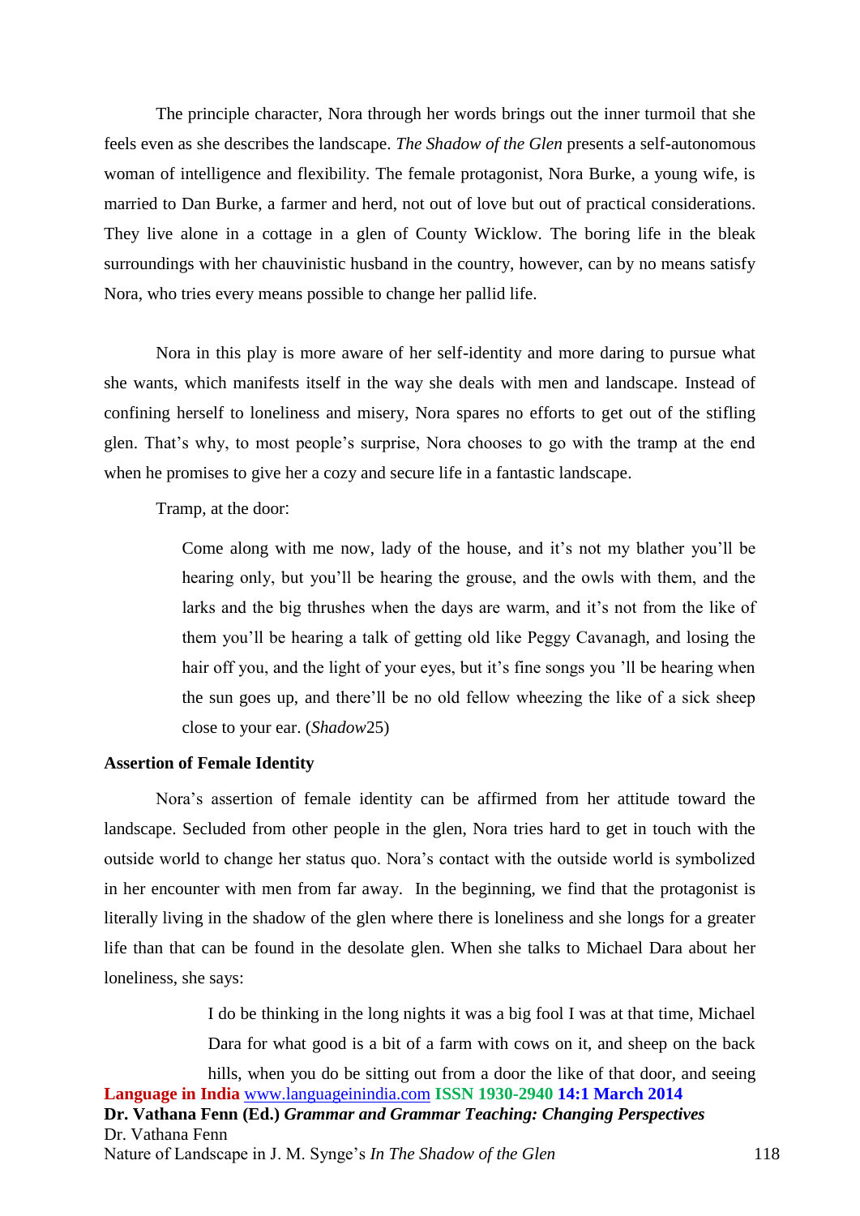The principle character, Nora through her words brings out the inner turmoil that she feels even as she describes the landscape. *The Shadow of the Glen* presents a self-autonomous woman of intelligence and flexibility. The female protagonist, Nora Burke, a young wife, is married to Dan Burke, a farmer and herd, not out of love but out of practical considerations. They live alone in a cottage in a glen of County Wicklow. The boring life in the bleak surroundings with her chauvinistic husband in the country, however, can by no means satisfy Nora, who tries every means possible to change her pallid life.

Nora in this play is more aware of her self-identity and more daring to pursue what she wants, which manifests itself in the way she deals with men and landscape. Instead of confining herself to loneliness and misery, Nora spares no efforts to get out of the stifling glen. That's why, to most people's surprise, Nora chooses to go with the tramp at the end when he promises to give her a cozy and secure life in a fantastic landscape.

Tramp, at the door:

> Come along with me now, lady of the house, and it's not my blather you'll be hearing only, but you'll be hearing the grouse, and the owls with them, and the larks and the big thrushes when the days are warm, and it's not from the like of them you'll be hearing a talk of getting old like Peggy Cavanagh, and losing the hair off you, and the light of your eyes, but it's fine songs you 'll be hearing when the sun goes up, and there'll be no old fellow wheezing the like of a sick sheep close to your ear. (*Shadow*25)

**Assertion of Female Identity**

Nora's assertion of female identity can be affirmed from her attitude toward the landscape. Secluded from other people in the glen, Nora tries hard to get in touch with the outside world to change her status quo. Nora's contact with the outside world is symbolized in her encounter with men from far away. In the beginning, we find that the protagonist is literally living in the shadow of the glen where there is loneliness and she longs for a greater life than that can be found in the desolate glen. When she talks to Michael Dara about her loneliness, she says:

> I do be thinking in the long nights it was a big fool I was at that time, Michael Dara for what good is a bit of a farm with cows on it, and sheep on the back hills, when you do be sitting out from a door the like of that door, and seeing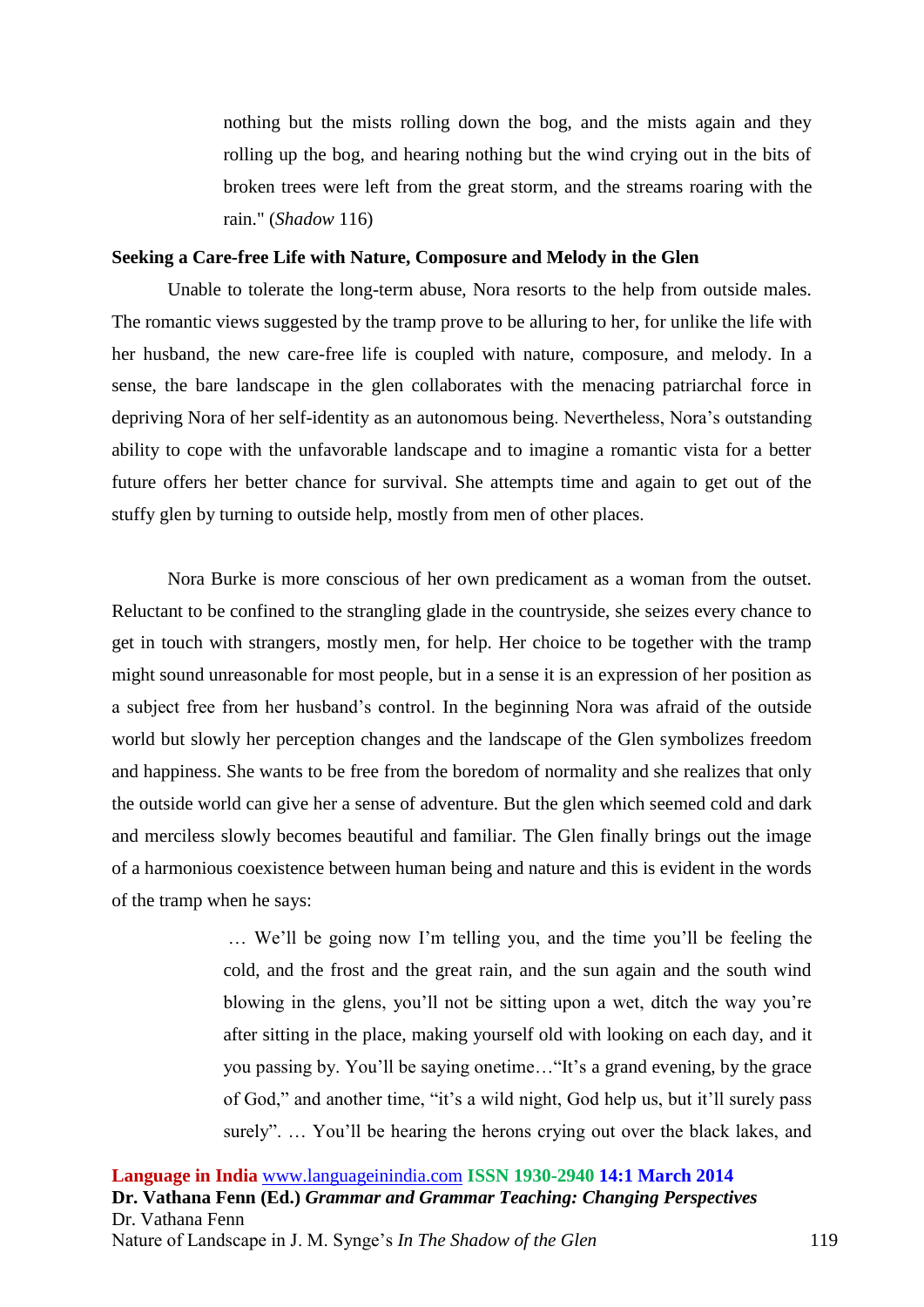> nothing but the mists rolling down the bog, and the mists again and they rolling up the bog, and hearing nothing but the wind crying out in the bits of broken trees were left from the great storm, and the streams roaring with the rain." (*Shadow* 116)

**Seeking a Care-free Life with Nature, Composure and Melody in the Glen**

Unable to tolerate the long-term abuse, Nora resorts to the help from outside males. The romantic views suggested by the tramp prove to be alluring to her, for unlike the life with her husband, the new care-free life is coupled with nature, composure, and melody. In a sense, the bare landscape in the glen collaborates with the menacing patriarchal force in depriving Nora of her self-identity as an autonomous being. Nevertheless, Nora's outstanding ability to cope with the unfavorable landscape and to imagine a romantic vista for a better future offers her better chance for survival. She attempts time and again to get out of the stuffy glen by turning to outside help, mostly from men of other places.

Nora Burke is more conscious of her own predicament as a woman from the outset. Reluctant to be confined to the strangling glade in the countryside, she seizes every chance to get in touch with strangers, mostly men, for help. Her choice to be together with the tramp might sound unreasonable for most people, but in a sense it is an expression of her position as a subject free from her husband's control. In the beginning Nora was afraid of the outside world but slowly her perception changes and the landscape of the Glen symbolizes freedom and happiness. She wants to be free from the boredom of normality and she realizes that only the outside world can give her a sense of adventure. But the glen which seemed cold and dark and merciless slowly becomes beautiful and familiar. The Glen finally brings out the image of a harmonious coexistence between human being and nature and this is evident in the words of the tramp when he says:

> … We'll be going now I'm telling you, and the time you'll be feeling the cold, and the frost and the great rain, and the sun again and the south wind blowing in the glens, you'll not be sitting upon a wet, ditch the way you're after sitting in the place, making yourself old with looking on each day, and it you passing by. You'll be saying onetime…"It's a grand evening, by the grace of God," and another time, "it's a wild night, God help us, but it'll surely pass surely". … You'll be hearing the herons crying out over the black lakes, and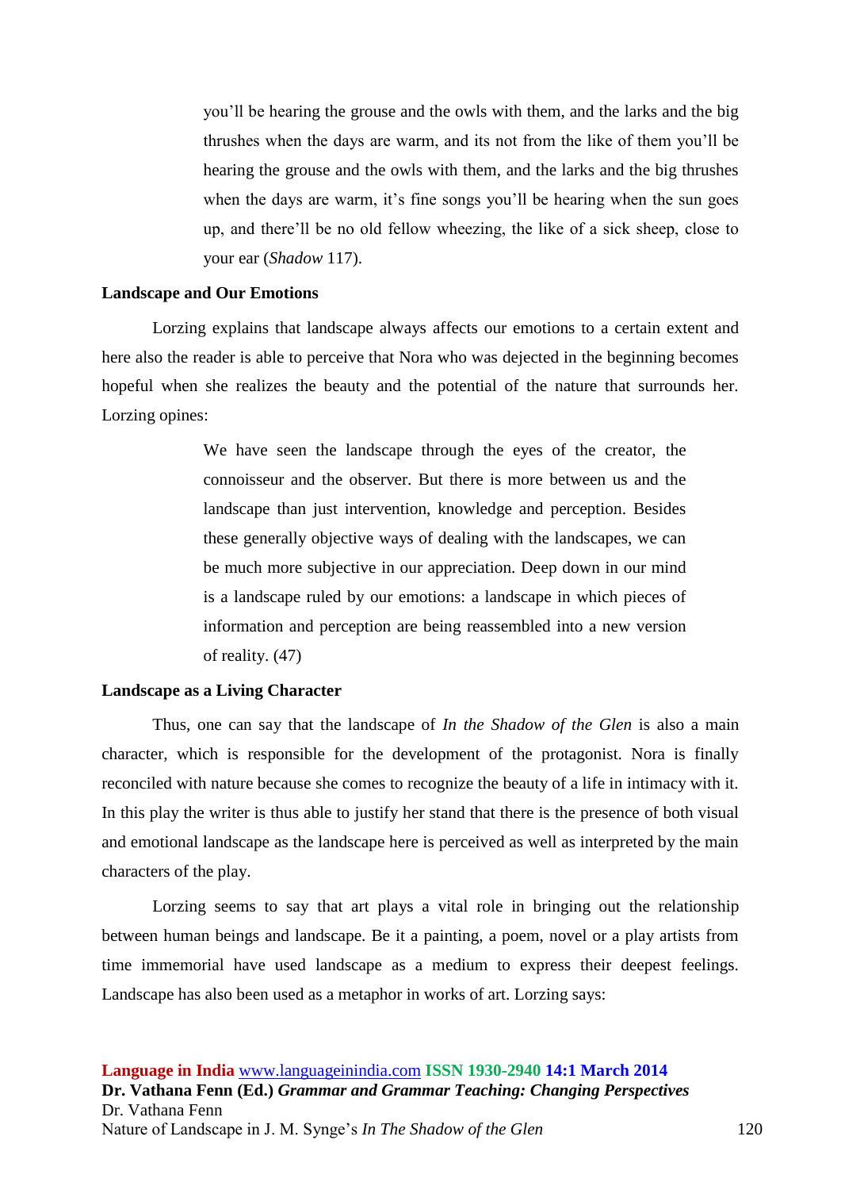> you'll be hearing the grouse and the owls with them, and the larks and the big thrushes when the days are warm, and its not from the like of them you'll be hearing the grouse and the owls with them, and the larks and the big thrushes when the days are warm, it's fine songs you'll be hearing when the sun goes up, and there'll be no old fellow wheezing, the like of a sick sheep, close to your ear (*Shadow* 117).

**Landscape and Our Emotions**

Lorzing explains that landscape always affects our emotions to a certain extent and here also the reader is able to perceive that Nora who was dejected in the beginning becomes hopeful when she realizes the beauty and the potential of the nature that surrounds her. Lorzing opines:

> We have seen the landscape through the eyes of the creator, the connoisseur and the observer. But there is more between us and the landscape than just intervention, knowledge and perception. Besides these generally objective ways of dealing with the landscapes, we can be much more subjective in our appreciation. Deep down in our mind is a landscape ruled by our emotions: a landscape in which pieces of information and perception are being reassembled into a new version of reality. (47)

**Landscape as a Living Character**

Thus, one can say that the landscape of *In the Shadow of the Glen* is also a main character, which is responsible for the development of the protagonist. Nora is finally reconciled with nature because she comes to recognize the beauty of a life in intimacy with it. In this play the writer is thus able to justify her stand that there is the presence of both visual and emotional landscape as the landscape here is perceived as well as interpreted by the main characters of the play.

Lorzing seems to say that art plays a vital role in bringing out the relationship between human beings and landscape. Be it a painting, a poem, novel or a play artists from time immemorial have used landscape as a medium to express their deepest feelings. Landscape has also been used as a metaphor in works of art. Lorzing says: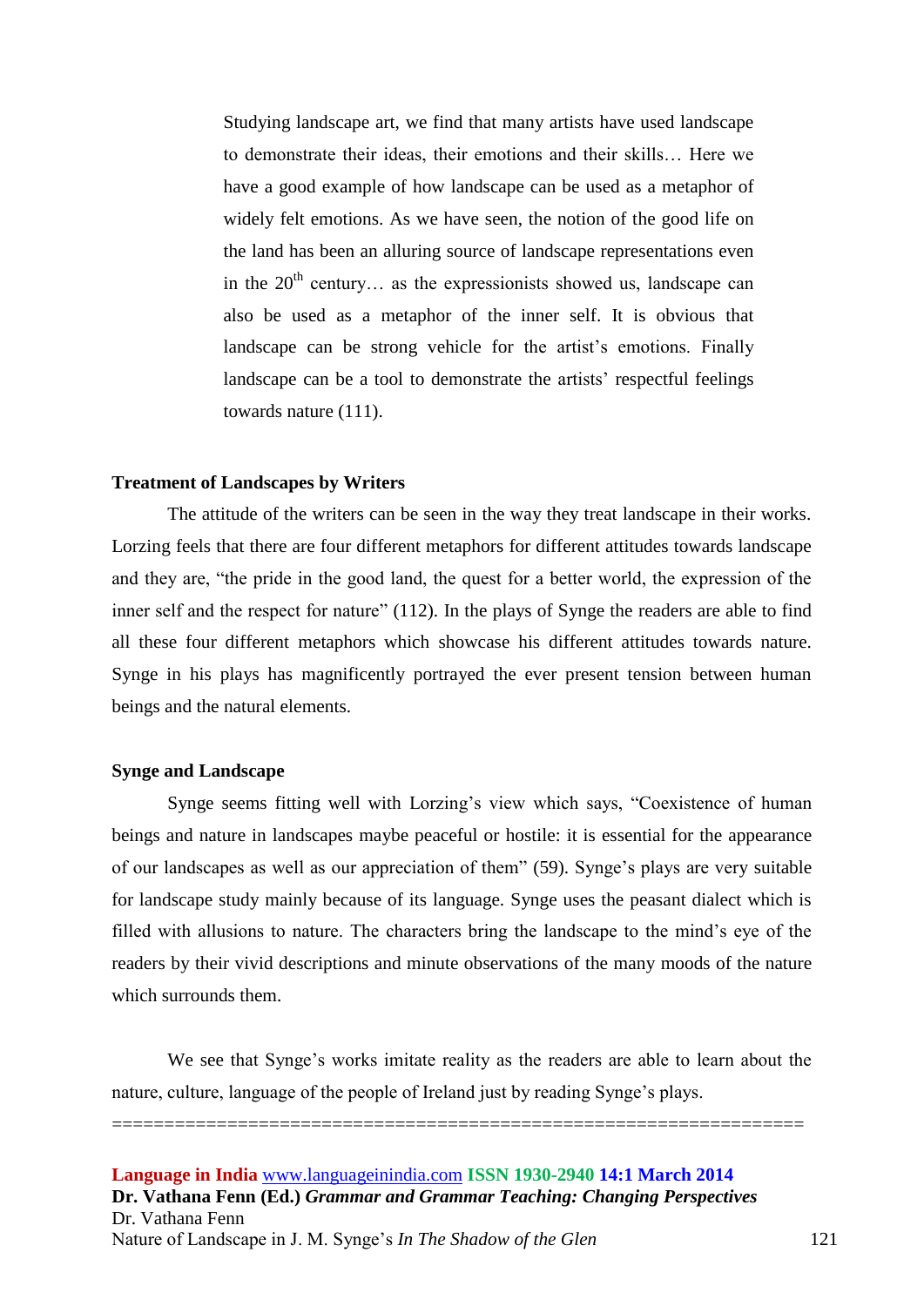> Studying landscape art, we find that many artists have used landscape to demonstrate their ideas, their emotions and their skills… Here we have a good example of how landscape can be used as a metaphor of widely felt emotions. As we have seen, the notion of the good life on the land has been an alluring source of landscape representations even in the 20th century… as the expressionists showed us, landscape can also be used as a metaphor of the inner self. It is obvious that landscape can be strong vehicle for the artist's emotions. Finally landscape can be a tool to demonstrate the artists' respectful feelings towards nature (111).

**Treatment of Landscapes by Writers**

The attitude of the writers can be seen in the way they treat landscape in their works. Lorzing feels that there are four different metaphors for different attitudes towards landscape and they are, "the pride in the good land, the quest for a better world, the expression of the inner self and the respect for nature" (112). In the plays of Synge the readers are able to find all these four different metaphors which showcase his different attitudes towards nature. Synge in his plays has magnificently portrayed the ever present tension between human beings and the natural elements.

**Synge and Landscape**

Synge seems fitting well with Lorzing's view which says, "Coexistence of human beings and nature in landscapes maybe peaceful or hostile: it is essential for the appearance of our landscapes as well as our appreciation of them" (59). Synge's plays are very suitable for landscape study mainly because of its language. Synge uses the peasant dialect which is filled with allusions to nature. The characters bring the landscape to the mind's eye of the readers by their vivid descriptions and minute observations of the many moods of the nature which surrounds them.

We see that Synge's works imitate reality as the readers are able to learn about the nature, culture, language of the people of Ireland just by reading Synge's plays.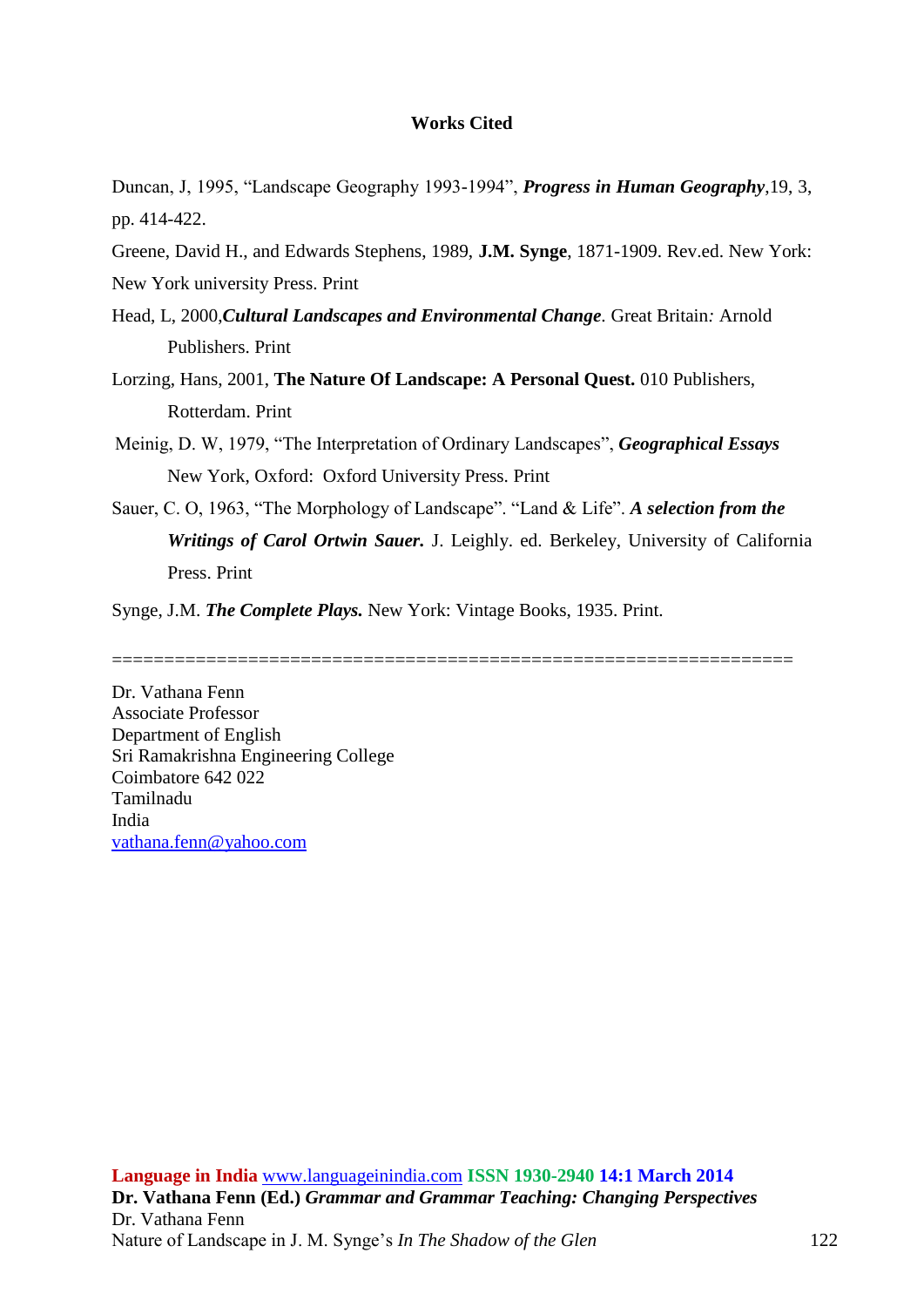## Works Cited

Duncan, J, 1995, "Landscape Geography 1993-1994", ***Progress in Human Geography***,19, 3, pp. 414-422.

Greene, David H., and Edwards Stephens, 1989, **J.M. Synge**, 1871-1909. Rev.ed. New York: New York university Press. Print

Head, L, 2000,***Cultural Landscapes and Environmental Change***. Great Britain*:* Arnold Publishers. Print

Lorzing, Hans, 2001, **The Nature Of Landscape: A Personal Quest.** 010 Publishers, Rotterdam. Print

Meinig, D. W, 1979, "The Interpretation of Ordinary Landscapes", ***Geographical Essays*** New York, Oxford: Oxford University Press. Print

Sauer, C. O, 1963, "The Morphology of Landscape". "Land & Life". ***A selection from the Writings of Carol Ortwin Sauer.*** J. Leighly. ed. Berkeley, University of California Press. Print

Synge, J.M. ***The Complete Plays.*** New York: Vintage Books, 1935. Print.

==================================================================

Dr. Vathana Fenn
Associate Professor
Department of English
Sri Ramakrishna Engineering College
Coimbatore 642 022
Tamilnadu
India
vathana.fenn@yahoo.com